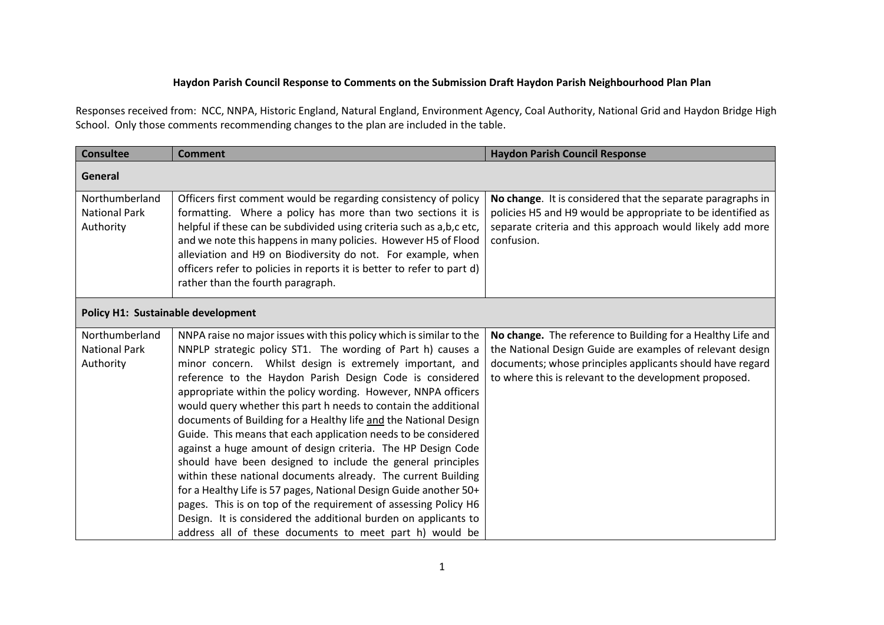**Haydon Parish Council Response to Comments on the Submission Draft Haydon Parish Neighbourhood Plan Plan**

Responses received from: NCC, NNPA, Historic England, Natural England, Environment Agency, Coal Authority, National Grid and Haydon Bridge High School. Only those comments recommending changes to the plan are included in the table.

| Consultee | Comment | Haydon Parish Council Response |
|---|---|---|
| **General** | | |
| Northumberland National Park Authority | Officers first comment would be regarding consistency of policy formatting. Where a policy has more than two sections it is helpful if these can be subdivided using criteria such as a,b,c etc, and we note this happens in many policies. However H5 of Flood alleviation and H9 on Biodiversity do not. For example, when officers refer to policies in reports it is better to refer to part d) rather than the fourth paragraph. | **No change**. It is considered that the separate paragraphs in policies H5 and H9 would be appropriate to be identified as separate criteria and this approach would likely add more confusion. |
| **Policy H1: Sustainable development** | | |
| Northumberland National Park Authority | NNPA raise no major issues with this policy which is similar to the NNPLP strategic policy ST1. The wording of Part h) causes a minor concern. Whilst design is extremely important, and reference to the Haydon Parish Design Code is considered appropriate within the policy wording. However, NNPA officers would query whether this part h needs to contain the additional documents of Building for a Healthy life and the National Design Guide. This means that each application needs to be considered against a huge amount of design criteria. The HP Design Code should have been designed to include the general principles within these national documents already. The current Building for a Healthy Life is 57 pages, National Design Guide another 50+ pages. This is on top of the requirement of assessing Policy H6 Design. It is considered the additional burden on applicants to address all of these documents to meet part h) would be | **No change.** The reference to Building for a Healthy Life and the National Design Guide are examples of relevant design documents; whose principles applicants should have regard to where this is relevant to the development proposed. |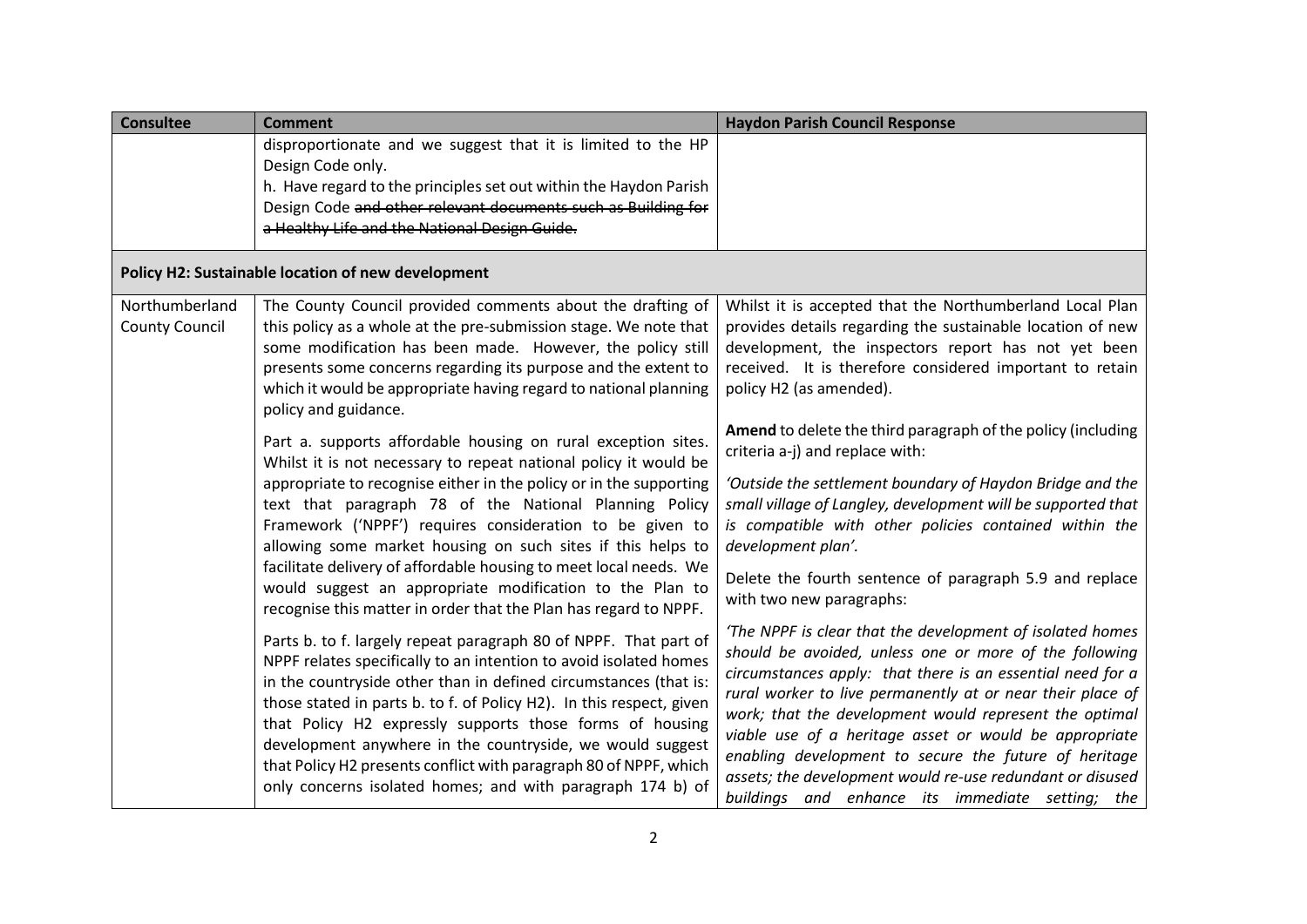| Consultee | Comment | Haydon Parish Council Response |
| --- | --- | --- |
| | disproportionate and we suggest that it is limited to the HP Design Code only.<br>h. Have regard to the principles set out within the Haydon Parish Design Code ~~and other relevant documents such as Building for a Healthy Life and the National Design Guide.~~ | |
| **Policy H2: Sustainable location of new development** | | |
| Northumberland County Council | The County Council provided comments about the drafting of this policy as a whole at the pre-submission stage. We note that some modification has been made. However, the policy still presents some concerns regarding its purpose and the extent to which it would be appropriate having regard to national planning policy and guidance.<br><br>Part a. supports affordable housing on rural exception sites. Whilst it is not necessary to repeat national policy it would be appropriate to recognise either in the policy or in the supporting text that paragraph 78 of the National Planning Policy Framework ('NPPF') requires consideration to be given to allowing some market housing on such sites if this helps to facilitate delivery of affordable housing to meet local needs. We would suggest an appropriate modification to the Plan to recognise this matter in order that the Plan has regard to NPPF.<br><br>Parts b. to f. largely repeat paragraph 80 of NPPF. That part of NPPF relates specifically to an intention to avoid isolated homes in the countryside other than in defined circumstances (that is: those stated in parts b. to f. of Policy H2). In this respect, given that Policy H2 expressly supports those forms of housing development anywhere in the countryside, we would suggest that Policy H2 presents conflict with paragraph 80 of NPPF, which only concerns isolated homes; and with paragraph 174 b) of | Whilst it is accepted that the Northumberland Local Plan provides details regarding the sustainable location of new development, the inspectors report has not yet been received. It is therefore considered important to retain policy H2 (as amended).<br><br>**Amend** to delete the third paragraph of the policy (including criteria a-j) and replace with:<br><br>*'Outside the settlement boundary of Haydon Bridge and the small village of Langley, development will be supported that is compatible with other policies contained within the development plan'.*<br><br>Delete the fourth sentence of paragraph 5.9 and replace with two new paragraphs:<br><br>*'The NPPF is clear that the development of isolated homes should be avoided, unless one or more of the following circumstances apply: that there is an essential need for a rural worker to live permanently at or near their place of work; that the development would represent the optimal viable use of a heritage asset or would be appropriate enabling development to secure the future of heritage assets; the development would re-use redundant or disused buildings and enhance its immediate setting; the* |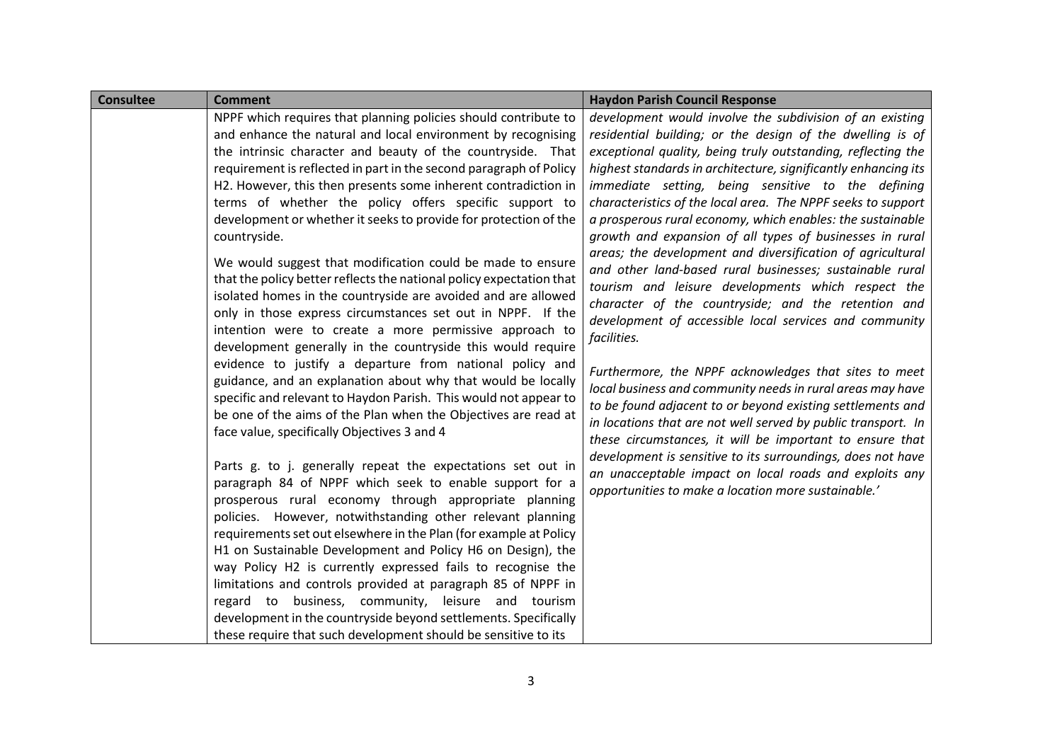| Consultee | Comment | Haydon Parish Council Response |
|---|---|---|
| | NPPF which requires that planning policies should contribute to and enhance the natural and local environment by recognising the intrinsic character and beauty of the countryside. That requirement is reflected in part in the second paragraph of Policy H2. However, this then presents some inherent contradiction in terms of whether the policy offers specific support to development or whether it seeks to provide for protection of the countryside.<br><br>We would suggest that modification could be made to ensure that the policy better reflects the national policy expectation that isolated homes in the countryside are avoided and are allowed only in those express circumstances set out in NPPF. If the intention were to create a more permissive approach to development generally in the countryside this would require evidence to justify a departure from national policy and guidance, and an explanation about why that would be locally specific and relevant to Haydon Parish. This would not appear to be one of the aims of the Plan when the Objectives are read at face value, specifically Objectives 3 and 4<br><br>Parts g. to j. generally repeat the expectations set out in paragraph 84 of NPPF which seek to enable support for a prosperous rural economy through appropriate planning policies. However, notwithstanding other relevant planning requirements set out elsewhere in the Plan (for example at Policy H1 on Sustainable Development and Policy H6 on Design), the way Policy H2 is currently expressed fails to recognise the limitations and controls provided at paragraph 85 of NPPF in regard to business, community, leisure and tourism development in the countryside beyond settlements. Specifically these require that such development should be sensitive to its | *development would involve the subdivision of an existing residential building; or the design of the dwelling is of exceptional quality, being truly outstanding, reflecting the highest standards in architecture, significantly enhancing its immediate setting, being sensitive to the defining characteristics of the local area. The NPPF seeks to support a prosperous rural economy, which enables: the sustainable growth and expansion of all types of businesses in rural areas; the development and diversification of agricultural and other land-based rural businesses; sustainable rural tourism and leisure developments which respect the character of the countryside; and the retention and development of accessible local services and community facilities.*<br><br>*Furthermore, the NPPF acknowledges that sites to meet local business and community needs in rural areas may have to be found adjacent to or beyond existing settlements and in locations that are not well served by public transport. In these circumstances, it will be important to ensure that development is sensitive to its surroundings, does not have an unacceptable impact on local roads and exploits any opportunities to make a location more sustainable.'* |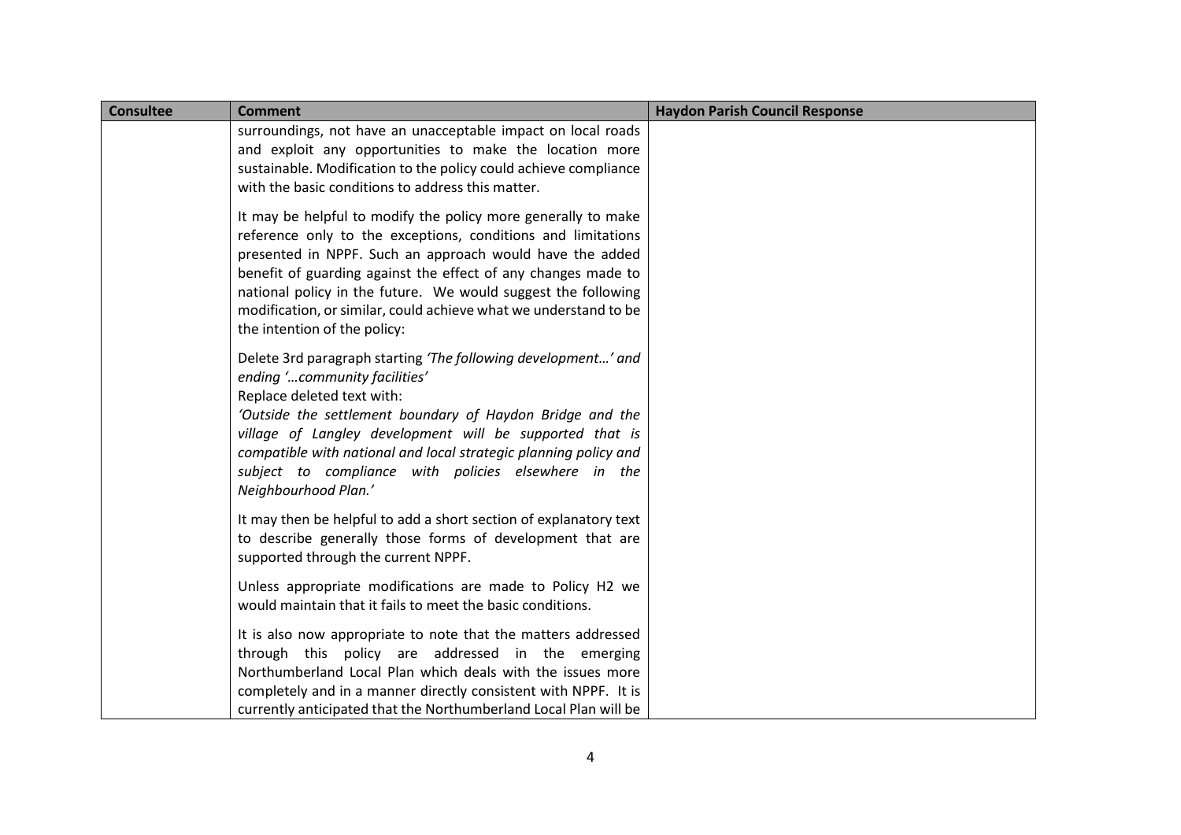| Consultee | Comment | Haydon Parish Council Response |
|---|---|---|
| | surroundings, not have an unacceptable impact on local roads and exploit any opportunities to make the location more sustainable. Modification to the policy could achieve compliance with the basic conditions to address this matter.<br><br>It may be helpful to modify the policy more generally to make reference only to the exceptions, conditions and limitations presented in NPPF. Such an approach would have the added benefit of guarding against the effect of any changes made to national policy in the future. We would suggest the following modification, or similar, could achieve what we understand to be the intention of the policy:<br><br>Delete 3rd paragraph starting *'The following development…'* and ending *'…community facilities'*<br>Replace deleted text with:<br>*'Outside the settlement boundary of Haydon Bridge and the village of Langley development will be supported that is compatible with national and local strategic planning policy and subject to compliance with policies elsewhere in the Neighbourhood Plan.'*<br><br>It may then be helpful to add a short section of explanatory text to describe generally those forms of development that are supported through the current NPPF.<br><br>Unless appropriate modifications are made to Policy H2 we would maintain that it fails to meet the basic conditions.<br><br>It is also now appropriate to note that the matters addressed through this policy are addressed in the emerging Northumberland Local Plan which deals with the issues more completely and in a manner directly consistent with NPPF. It is currently anticipated that the Northumberland Local Plan will be | |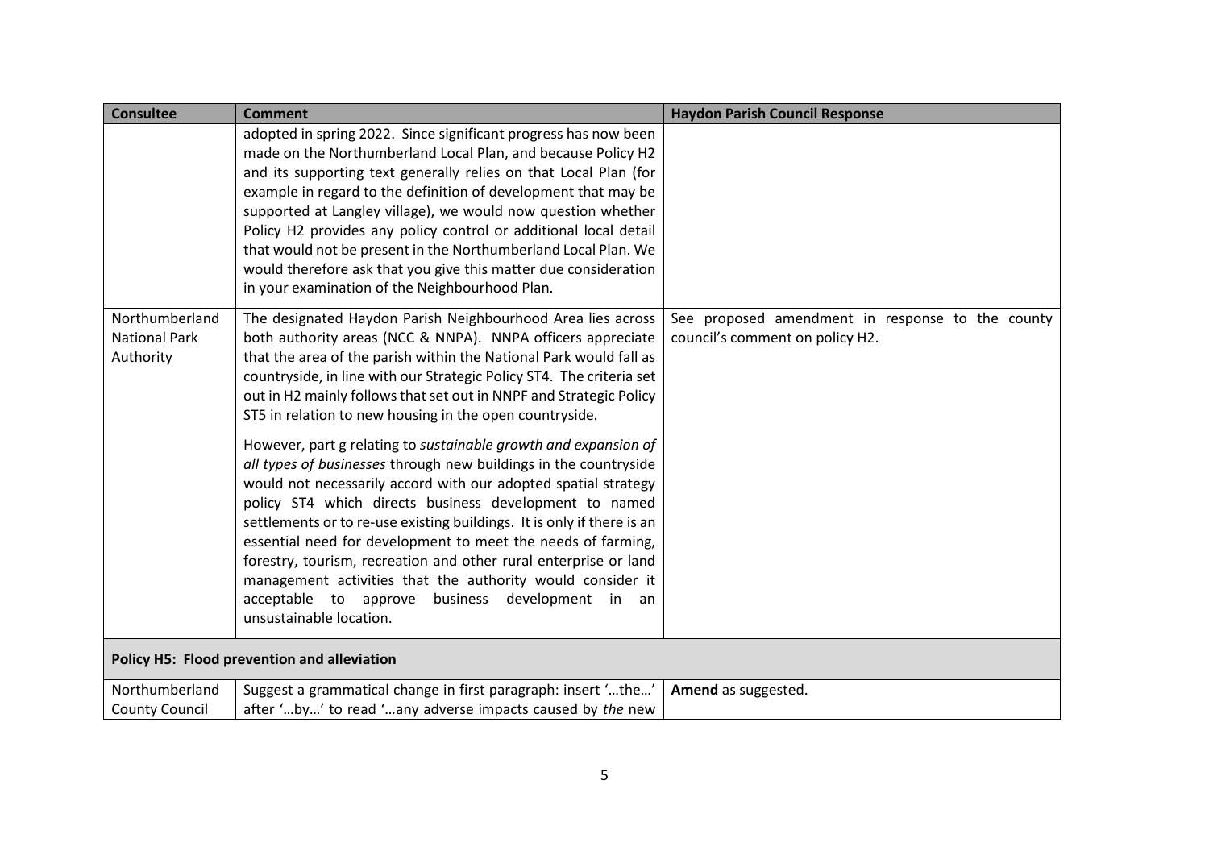| Consultee | Comment | Haydon Parish Council Response |
| --- | --- | --- |
| | adopted in spring 2022. Since significant progress has now been made on the Northumberland Local Plan, and because Policy H2 and its supporting text generally relies on that Local Plan (for example in regard to the definition of development that may be supported at Langley village), we would now question whether Policy H2 provides any policy control or additional local detail that would not be present in the Northumberland Local Plan. We would therefore ask that you give this matter due consideration in your examination of the Neighbourhood Plan. | |
| Northumberland National Park Authority | The designated Haydon Parish Neighbourhood Area lies across both authority areas (NCC & NNPA). NNPA officers appreciate that the area of the parish within the National Park would fall as countryside, in line with our Strategic Policy ST4. The criteria set out in H2 mainly follows that set out in NNPF and Strategic Policy ST5 in relation to new housing in the open countryside.<br><br>However, part g relating to *sustainable growth and expansion of all types of businesses* through new buildings in the countryside would not necessarily accord with our adopted spatial strategy policy ST4 which directs business development to named settlements or to re-use existing buildings. It is only if there is an essential need for development to meet the needs of farming, forestry, tourism, recreation and other rural enterprise or land management activities that the authority would consider it acceptable to approve business development in an unsustainable location. | See proposed amendment in response to the county council's comment on policy H2. |
| **Policy H5: Flood prevention and alleviation** | | |
| Northumberland County Council | Suggest a grammatical change in first paragraph: insert '…the…' after '…by…' to read '…any adverse impacts caused by *the* new | **Amend** as suggested. |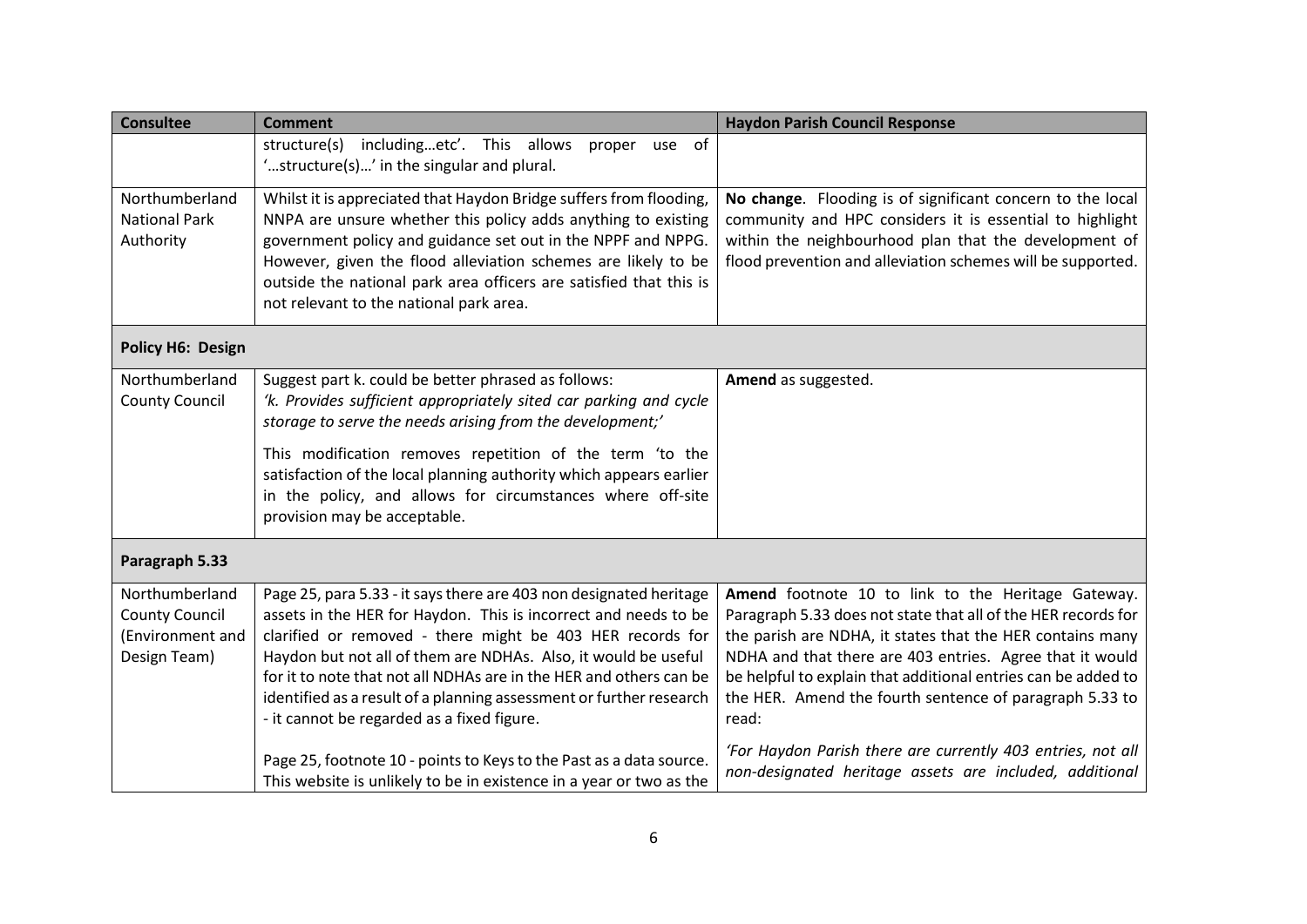| Consultee | Comment | Haydon Parish Council Response |
| --- | --- | --- |
| | structure(s) including…etc'. This allows proper use of '…structure(s)…' in the singular and plural. | |
| Northumberland National Park Authority | Whilst it is appreciated that Haydon Bridge suffers from flooding, NNPA are unsure whether this policy adds anything to existing government policy and guidance set out in the NPPF and NPPG. However, given the flood alleviation schemes are likely to be outside the national park area officers are satisfied that this is not relevant to the national park area. | **No change**. Flooding is of significant concern to the local community and HPC considers it is essential to highlight within the neighbourhood plan that the development of flood prevention and alleviation schemes will be supported. |
| **Policy H6: Design** | | |
| Northumberland County Council | Suggest part k. could be better phrased as follows:<br>*'k. Provides sufficient appropriately sited car parking and cycle storage to serve the needs arising from the development;'*<br><br>This modification removes repetition of the term 'to the satisfaction of the local planning authority which appears earlier in the policy, and allows for circumstances where off-site provision may be acceptable. | **Amend** as suggested. |
| **Paragraph 5.33** | | |
| Northumberland County Council (Environment and Design Team) | Page 25, para 5.33 - it says there are 403 non designated heritage assets in the HER for Haydon. This is incorrect and needs to be clarified or removed - there might be 403 HER records for Haydon but not all of them are NDHAs. Also, it would be useful for it to note that not all NDHAs are in the HER and others can be identified as a result of a planning assessment or further research - it cannot be regarded as a fixed figure.<br><br>Page 25, footnote 10 - points to Keys to the Past as a data source. This website is unlikely to be in existence in a year or two as the | **Amend** footnote 10 to link to the Heritage Gateway. Paragraph 5.33 does not state that all of the HER records for the parish are NDHA, it states that the HER contains many NDHA and that there are 403 entries. Agree that it would be helpful to explain that additional entries can be added to the HER. Amend the fourth sentence of paragraph 5.33 to read:<br><br>*'For Haydon Parish there are currently 403 entries, not all non-designated heritage assets are included, additional* |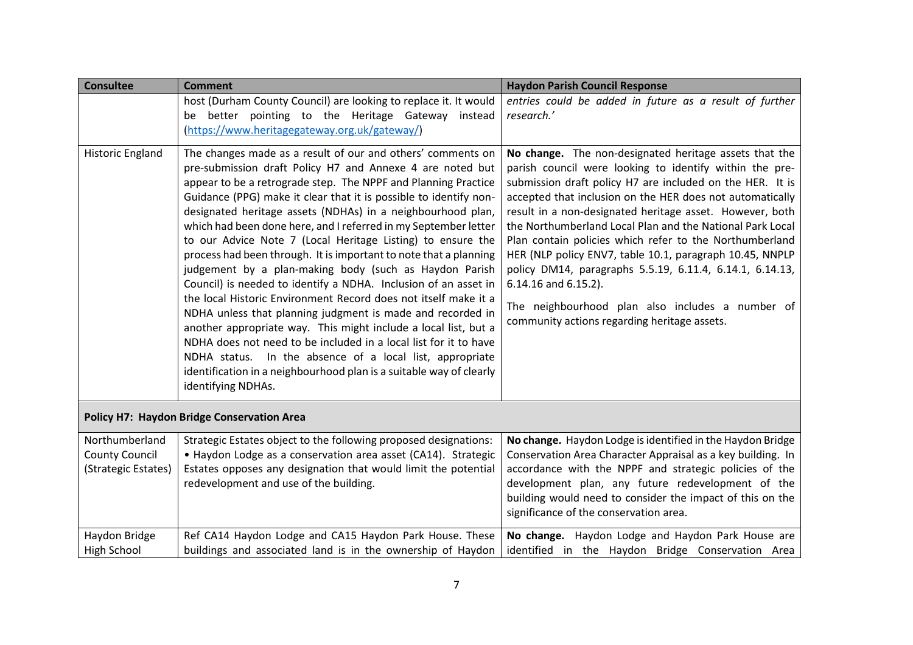| Consultee | Comment | Haydon Parish Council Response |
|---|---|---|
| | host (Durham County Council) are looking to replace it. It would be better pointing to the Heritage Gateway instead (https://www.heritagegateway.org.uk/gateway/) | *entries could be added in future as a result of further research.'* |
| Historic England | The changes made as a result of our and others' comments on pre-submission draft Policy H7 and Annexe 4 are noted but appear to be a retrograde step. The NPPF and Planning Practice Guidance (PPG) make it clear that it is possible to identify non-designated heritage assets (NDHAs) in a neighbourhood plan, which had been done here, and I referred in my September letter to our Advice Note 7 (Local Heritage Listing) to ensure the process had been through. It is important to note that a planning judgement by a plan-making body (such as Haydon Parish Council) is needed to identify a NDHA. Inclusion of an asset in the local Historic Environment Record does not itself make it a NDHA unless that planning judgment is made and recorded in another appropriate way. This might include a local list, but a NDHA does not need to be included in a local list for it to have NDHA status. In the absence of a local list, appropriate identification in a neighbourhood plan is a suitable way of clearly identifying NDHAs. | **No change.** The non-designated heritage assets that the parish council were looking to identify within the pre-submission draft policy H7 are included on the HER. It is accepted that inclusion on the HER does not automatically result in a non-designated heritage asset. However, both the Northumberland Local Plan and the National Park Local Plan contain policies which refer to the Northumberland HER (NLP policy ENV7, table 10.1, paragraph 10.45, NNPLP policy DM14, paragraphs 5.5.19, 6.11.4, 6.14.1, 6.14.13, 6.14.16 and 6.15.2).<br><br>The neighbourhood plan also includes a number of community actions regarding heritage assets. |
| **Policy H7: Haydon Bridge Conservation Area** | | |
| Northumberland County Council (Strategic Estates) | Strategic Estates object to the following proposed designations:<br>• Haydon Lodge as a conservation area asset (CA14). Strategic Estates opposes any designation that would limit the potential redevelopment and use of the building. | **No change.** Haydon Lodge is identified in the Haydon Bridge Conservation Area Character Appraisal as a key building. In accordance with the NPPF and strategic policies of the development plan, any future redevelopment of the building would need to consider the impact of this on the significance of the conservation area. |
| Haydon Bridge High School | Ref CA14 Haydon Lodge and CA15 Haydon Park House. These buildings and associated land is in the ownership of Haydon | **No change.** Haydon Lodge and Haydon Park House are identified in the Haydon Bridge Conservation Area |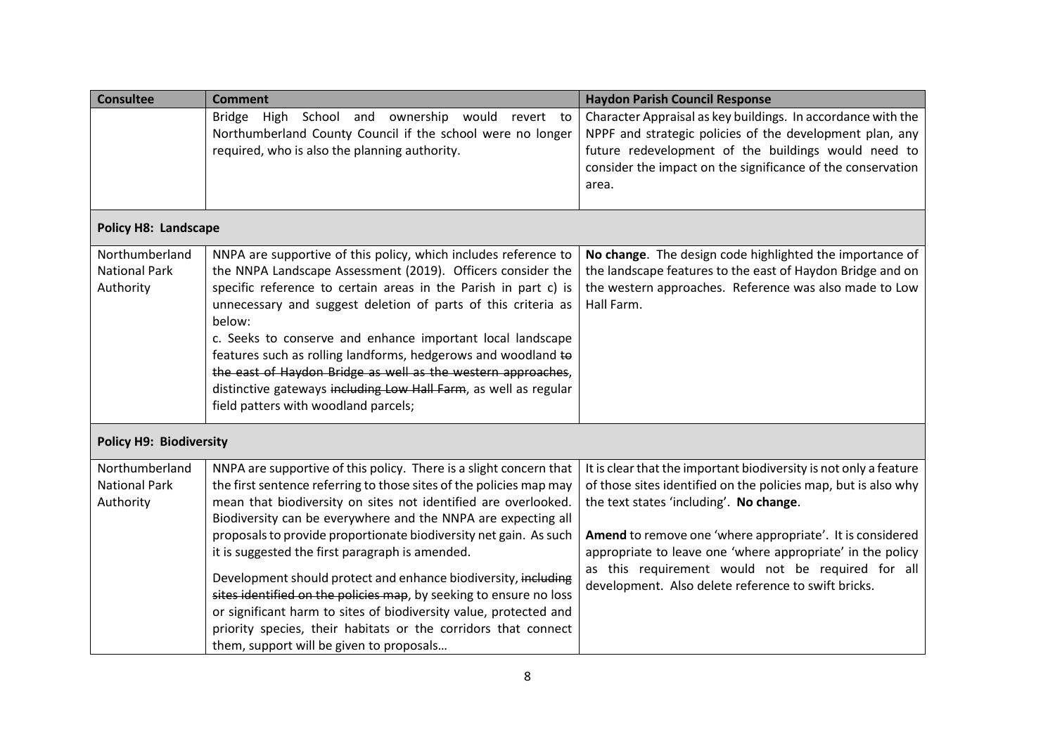| Consultee | Comment | Haydon Parish Council Response |
|---|---|---|
| | Bridge High School and ownership would revert to Northumberland County Council if the school were no longer required, who is also the planning authority. | Character Appraisal as key buildings. In accordance with the NPPF and strategic policies of the development plan, any future redevelopment of the buildings would need to consider the impact on the significance of the conservation area. |
| **Policy H8: Landscape** | | |
| Northumberland National Park Authority | NNPA are supportive of this policy, which includes reference to the NNPA Landscape Assessment (2019). Officers consider the specific reference to certain areas in the Parish in part c) is unnecessary and suggest deletion of parts of this criteria as below:<br>c. Seeks to conserve and enhance important local landscape features such as rolling landforms, hedgerows and woodland ~~to the east of Haydon Bridge as well as the western approaches~~, distinctive gateways ~~including Low Hall Farm~~, as well as regular field patters with woodland parcels; | **No change**. The design code highlighted the importance of the landscape features to the east of Haydon Bridge and on the western approaches. Reference was also made to Low Hall Farm. |
| **Policy H9: Biodiversity** | | |
| Northumberland National Park Authority | NNPA are supportive of this policy. There is a slight concern that the first sentence referring to those sites of the policies map may mean that biodiversity on sites not identified are overlooked. Biodiversity can be everywhere and the NNPA are expecting all proposals to provide proportionate biodiversity net gain. As such it is suggested the first paragraph is amended.<br><br>Development should protect and enhance biodiversity, ~~including sites identified on the policies map~~, by seeking to ensure no loss or significant harm to sites of biodiversity value, protected and priority species, their habitats or the corridors that connect them, support will be given to proposals… | It is clear that the important biodiversity is not only a feature of those sites identified on the policies map, but is also why the text states 'including'. **No change**.<br><br>**Amend** to remove one 'where appropriate'. It is considered appropriate to leave one 'where appropriate' in the policy as this requirement would not be required for all development. Also delete reference to swift bricks. |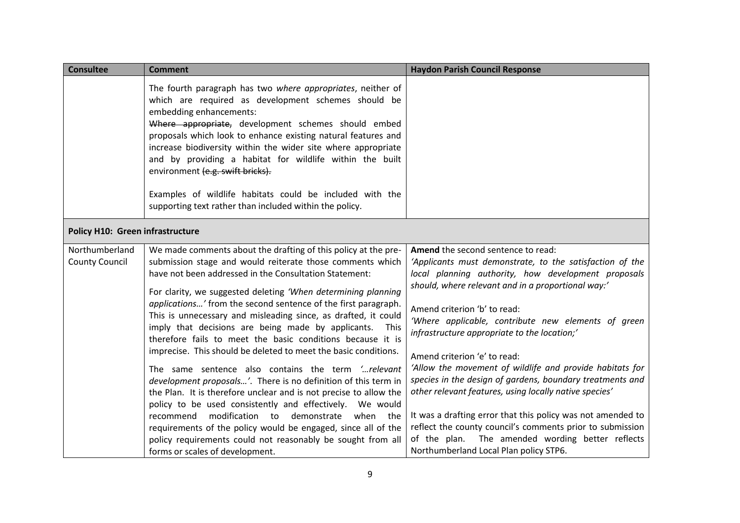| Consultee | Comment | Haydon Parish Council Response |
| --- | --- | --- |
| | The fourth paragraph has two *where appropriates*, neither of which are required as development schemes should be embedding enhancements:<br>~~Where appropriate,~~ development schemes should embed proposals which look to enhance existing natural features and increase biodiversity within the wider site where appropriate and by providing a habitat for wildlife within the built environment ~~(e.g. swift bricks).~~<br><br>Examples of wildlife habitats could be included with the supporting text rather than included within the policy. | |
| **Policy H10: Green infrastructure** | | |
| Northumberland County Council | We made comments about the drafting of this policy at the pre-submission stage and would reiterate those comments which have not been addressed in the Consultation Statement:<br><br>For clarity, we suggested deleting *'When determining planning applications…'* from the second sentence of the first paragraph. This is unnecessary and misleading since, as drafted, it could imply that decisions are being made by applicants. This therefore fails to meet the basic conditions because it is imprecise. This should be deleted to meet the basic conditions.<br><br>The same sentence also contains the term *'…relevant development proposals…'*. There is no definition of this term in the Plan. It is therefore unclear and is not precise to allow the policy to be used consistently and effectively. We would recommend modification to demonstrate when the requirements of the policy would be engaged, since all of the policy requirements could not reasonably be sought from all forms or scales of development. | **Amend** the second sentence to read:<br>*'Applicants must demonstrate, to the satisfaction of the local planning authority, how development proposals should, where relevant and in a proportional way:'*<br><br>Amend criterion 'b' to read:<br>*'Where applicable, contribute new elements of green infrastructure appropriate to the location;'*<br><br>Amend criterion 'e' to read:<br>*'Allow the movement of wildlife and provide habitats for species in the design of gardens, boundary treatments and other relevant features, using locally native species'*<br><br>It was a drafting error that this policy was not amended to reflect the county council's comments prior to submission of the plan. The amended wording better reflects Northumberland Local Plan policy STP6. |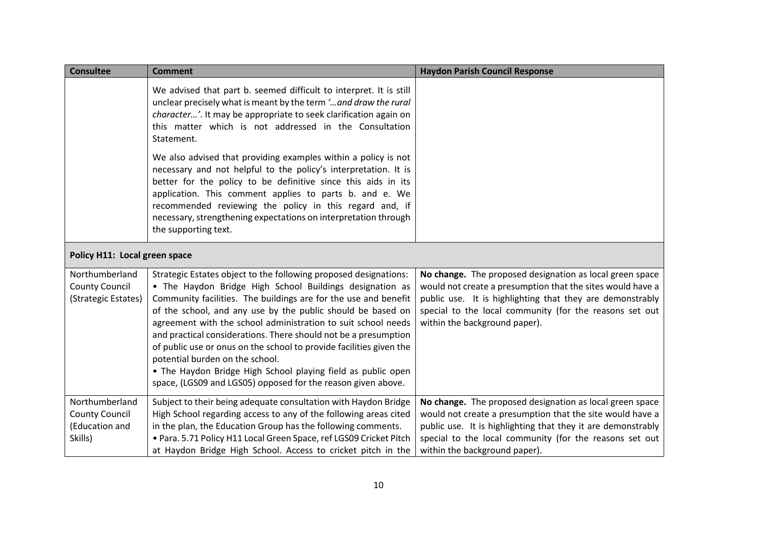| Consultee | Comment | Haydon Parish Council Response |
|---|---|---|
| | We advised that part b. seemed difficult to interpret. It is still unclear precisely what is meant by the term *'…and draw the rural character…'*. It may be appropriate to seek clarification again on this matter which is not addressed in the Consultation Statement.<br><br>We also advised that providing examples within a policy is not necessary and not helpful to the policy's interpretation. It is better for the policy to be definitive since this aids in its application. This comment applies to parts b. and e. We recommended reviewing the policy in this regard and, if necessary, strengthening expectations on interpretation through the supporting text. | |
| **Policy H11: Local green space** | | |
| Northumberland County Council (Strategic Estates) | Strategic Estates object to the following proposed designations:<br>• The Haydon Bridge High School Buildings designation as Community facilities. The buildings are for the use and benefit of the school, and any use by the public should be based on agreement with the school administration to suit school needs and practical considerations. There should not be a presumption of public use or onus on the school to provide facilities given the potential burden on the school.<br>• The Haydon Bridge High School playing field as public open space, (LGS09 and LGS05) opposed for the reason given above. | **No change.** The proposed designation as local green space would not create a presumption that the sites would have a public use. It is highlighting that they are demonstrably special to the local community (for the reasons set out within the background paper). |
| Northumberland County Council (Education and Skills) | Subject to their being adequate consultation with Haydon Bridge High School regarding access to any of the following areas cited in the plan, the Education Group has the following comments.<br>• Para. 5.71 Policy H11 Local Green Space, ref LGS09 Cricket Pitch at Haydon Bridge High School. Access to cricket pitch in the | **No change.** The proposed designation as local green space would not create a presumption that the site would have a public use. It is highlighting that they it are demonstrably special to the local community (for the reasons set out within the background paper). |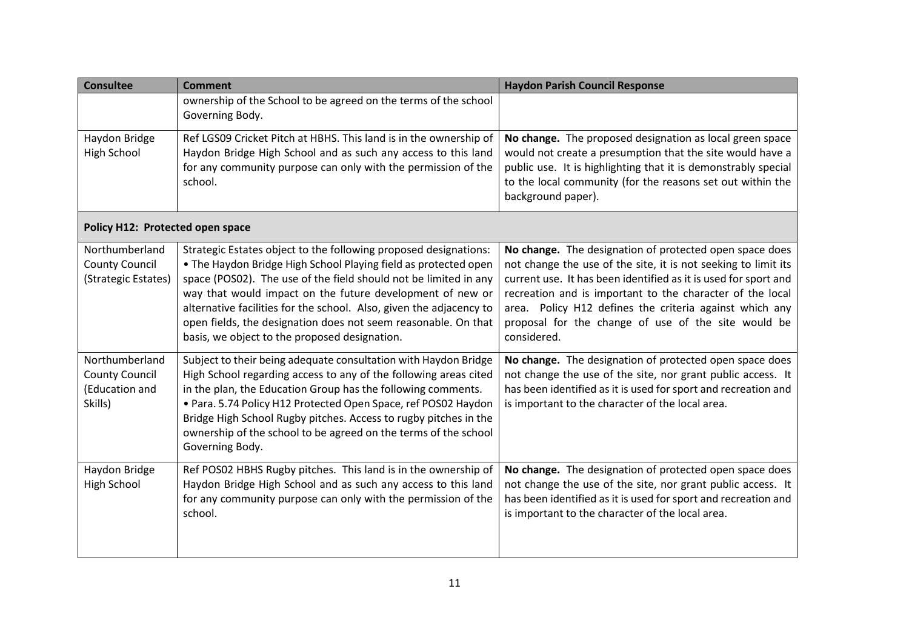| Consultee | Comment | Haydon Parish Council Response |
| --- | --- | --- |
| | ownership of the School to be agreed on the terms of the school Governing Body. | |
| Haydon Bridge High School | Ref LGS09 Cricket Pitch at HBHS. This land is in the ownership of Haydon Bridge High School and as such any access to this land for any community purpose can only with the permission of the school. | **No change.** The proposed designation as local green space would not create a presumption that the site would have a public use. It is highlighting that it is demonstrably special to the local community (for the reasons set out within the background paper). |
| **Policy H12: Protected open space** | | |
| Northumberland County Council (Strategic Estates) | Strategic Estates object to the following proposed designations: • The Haydon Bridge High School Playing field as protected open space (POS02). The use of the field should not be limited in any way that would impact on the future development of new or alternative facilities for the school. Also, given the adjacency to open fields, the designation does not seem reasonable. On that basis, we object to the proposed designation. | **No change.** The designation of protected open space does not change the use of the site, it is not seeking to limit its current use. It has been identified as it is used for sport and recreation and is important to the character of the local area. Policy H12 defines the criteria against which any proposal for the change of use of the site would be considered. |
| Northumberland County Council (Education and Skills) | Subject to their being adequate consultation with Haydon Bridge High School regarding access to any of the following areas cited in the plan, the Education Group has the following comments. • Para. 5.74 Policy H12 Protected Open Space, ref POS02 Haydon Bridge High School Rugby pitches. Access to rugby pitches in the ownership of the school to be agreed on the terms of the school Governing Body. | **No change.** The designation of protected open space does not change the use of the site, nor grant public access. It has been identified as it is used for sport and recreation and is important to the character of the local area. |
| Haydon Bridge High School | Ref POS02 HBHS Rugby pitches. This land is in the ownership of Haydon Bridge High School and as such any access to this land for any community purpose can only with the permission of the school. | **No change.** The designation of protected open space does not change the use of the site, nor grant public access. It has been identified as it is used for sport and recreation and is important to the character of the local area. |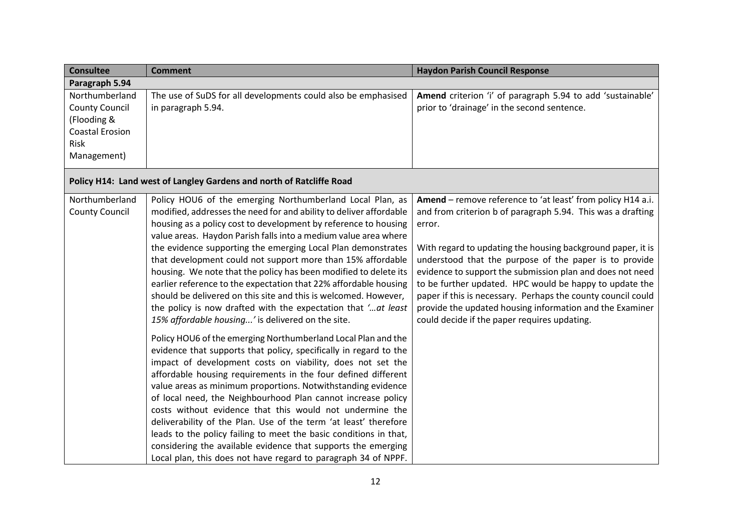| Consultee | Comment | Haydon Parish Council Response |
| --- | --- | --- |
| **Paragraph 5.94** | | |
| Northumberland County Council (Flooding & Coastal Erosion Risk Management) | The use of SuDS for all developments could also be emphasised in paragraph 5.94. | **Amend** criterion 'i' of paragraph 5.94 to add 'sustainable' prior to 'drainage' in the second sentence. |
| **Policy H14: Land west of Langley Gardens and north of Ratcliffe Road** | | |
| Northumberland County Council | Policy HOU6 of the emerging Northumberland Local Plan, as modified, addresses the need for and ability to deliver affordable housing as a policy cost to development by reference to housing value areas. Haydon Parish falls into a medium value area where the evidence supporting the emerging Local Plan demonstrates that development could not support more than 15% affordable housing. We note that the policy has been modified to delete its earlier reference to the expectation that 22% affordable housing should be delivered on this site and this is welcomed. However, the policy is now drafted with the expectation that *'…at least 15% affordable housing...'* is delivered on the site.<br><br>Policy HOU6 of the emerging Northumberland Local Plan and the evidence that supports that policy, specifically in regard to the impact of development costs on viability, does not set the affordable housing requirements in the four defined different value areas as minimum proportions. Notwithstanding evidence of local need, the Neighbourhood Plan cannot increase policy costs without evidence that this would not undermine the deliverability of the Plan. Use of the term 'at least' therefore leads to the policy failing to meet the basic conditions in that, considering the available evidence that supports the emerging Local plan, this does not have regard to paragraph 34 of NPPF. | **Amend** – remove reference to 'at least' from policy H14 a.i. and from criterion b of paragraph 5.94. This was a drafting error.<br><br>With regard to updating the housing background paper, it is understood that the purpose of the paper is to provide evidence to support the submission plan and does not need to be further updated. HPC would be happy to update the paper if this is necessary. Perhaps the county council could provide the updated housing information and the Examiner could decide if the paper requires updating. |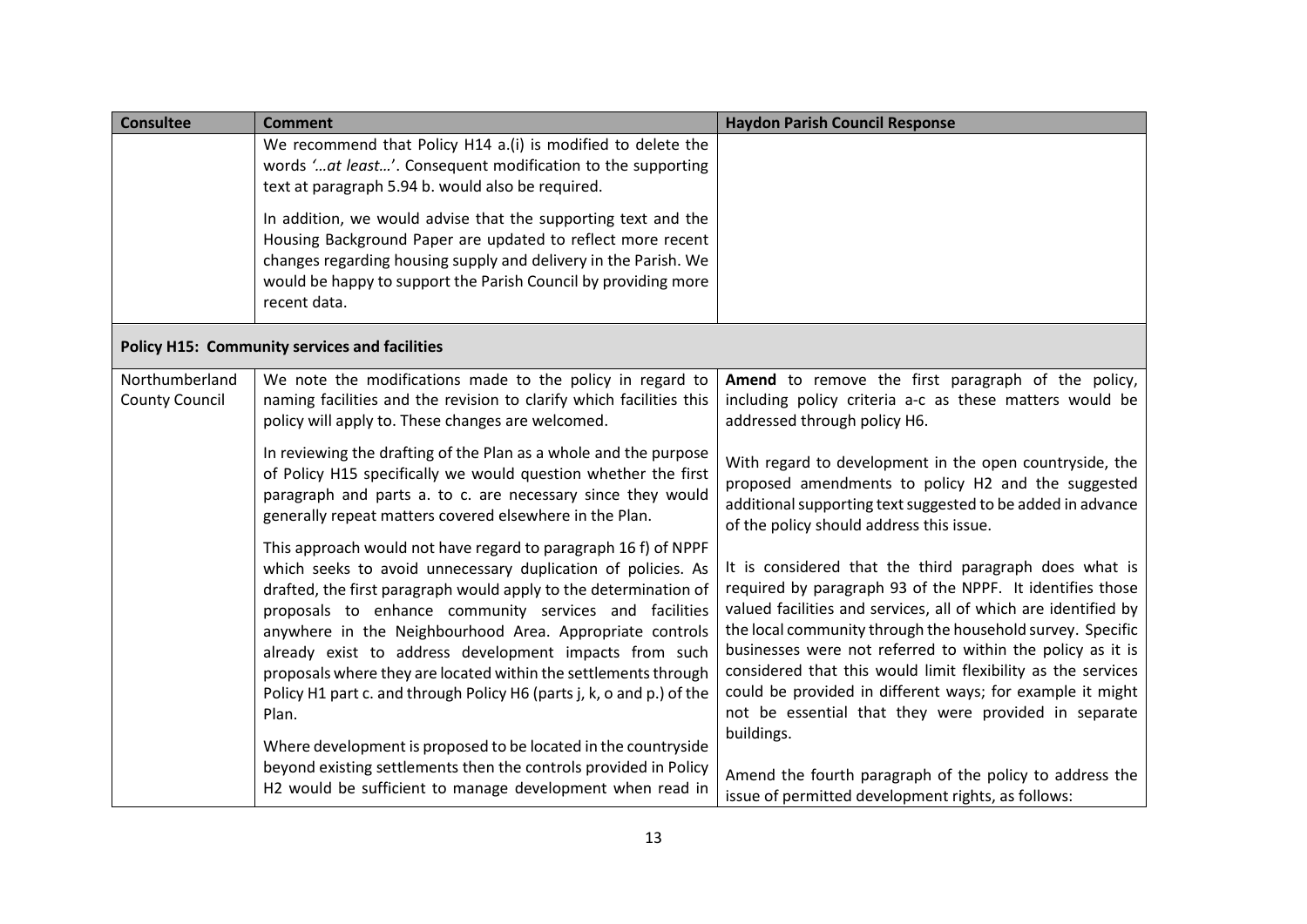| Consultee | Comment | Haydon Parish Council Response |
|---|---|---|
| | We recommend that Policy H14 a.(i) is modified to delete the words *'…at least…'*. Consequent modification to the supporting text at paragraph 5.94 b. would also be required.<br><br>In addition, we would advise that the supporting text and the Housing Background Paper are updated to reflect more recent changes regarding housing supply and delivery in the Parish. We would be happy to support the Parish Council by providing more recent data. | |
| **Policy H15: Community services and facilities** | | |
| Northumberland County Council | We note the modifications made to the policy in regard to naming facilities and the revision to clarify which facilities this policy will apply to. These changes are welcomed.<br><br>In reviewing the drafting of the Plan as a whole and the purpose of Policy H15 specifically we would question whether the first paragraph and parts a. to c. are necessary since they would generally repeat matters covered elsewhere in the Plan.<br><br>This approach would not have regard to paragraph 16 f) of NPPF which seeks to avoid unnecessary duplication of policies. As drafted, the first paragraph would apply to the determination of proposals to enhance community services and facilities anywhere in the Neighbourhood Area. Appropriate controls already exist to address development impacts from such proposals where they are located within the settlements through Policy H1 part c. and through Policy H6 (parts j, k, o and p.) of the Plan.<br><br>Where development is proposed to be located in the countryside beyond existing settlements then the controls provided in Policy H2 would be sufficient to manage development when read in | **Amend** to remove the first paragraph of the policy, including policy criteria a-c as these matters would be addressed through policy H6.<br><br>With regard to development in the open countryside, the proposed amendments to policy H2 and the suggested additional supporting text suggested to be added in advance of the policy should address this issue.<br><br>It is considered that the third paragraph does what is required by paragraph 93 of the NPPF. It identifies those valued facilities and services, all of which are identified by the local community through the household survey. Specific businesses were not referred to within the policy as it is considered that this would limit flexibility as the services could be provided in different ways; for example it might not be essential that they were provided in separate buildings.<br><br>Amend the fourth paragraph of the policy to address the issue of permitted development rights, as follows: |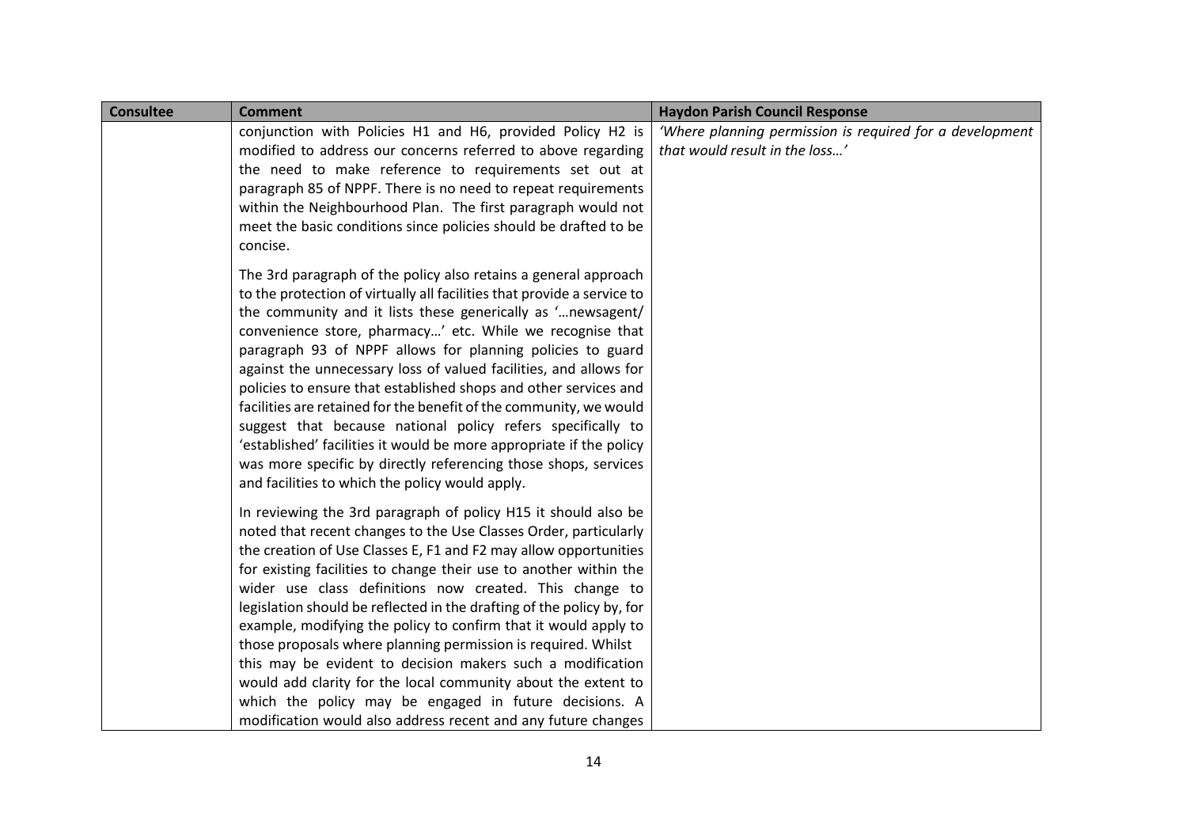| Consultee | Comment | Haydon Parish Council Response |
|---|---|---|
| | conjunction with Policies H1 and H6, provided Policy H2 is modified to address our concerns referred to above regarding the need to make reference to requirements set out at paragraph 85 of NPPF. There is no need to repeat requirements within the Neighbourhood Plan. The first paragraph would not meet the basic conditions since policies should be drafted to be concise.<br><br>The 3rd paragraph of the policy also retains a general approach to the protection of virtually all facilities that provide a service to the community and it lists these generically as '…newsagent/ convenience store, pharmacy…' etc. While we recognise that paragraph 93 of NPPF allows for planning policies to guard against the unnecessary loss of valued facilities, and allows for policies to ensure that established shops and other services and facilities are retained for the benefit of the community, we would suggest that because national policy refers specifically to 'established' facilities it would be more appropriate if the policy was more specific by directly referencing those shops, services and facilities to which the policy would apply.<br><br>In reviewing the 3rd paragraph of policy H15 it should also be noted that recent changes to the Use Classes Order, particularly the creation of Use Classes E, F1 and F2 may allow opportunities for existing facilities to change their use to another within the wider use class definitions now created. This change to legislation should be reflected in the drafting of the policy by, for example, modifying the policy to confirm that it would apply to those proposals where planning permission is required. Whilst this may be evident to decision makers such a modification would add clarity for the local community about the extent to which the policy may be engaged in future decisions. A modification would also address recent and any future changes | *'Where planning permission is required for a development that would result in the loss…'* |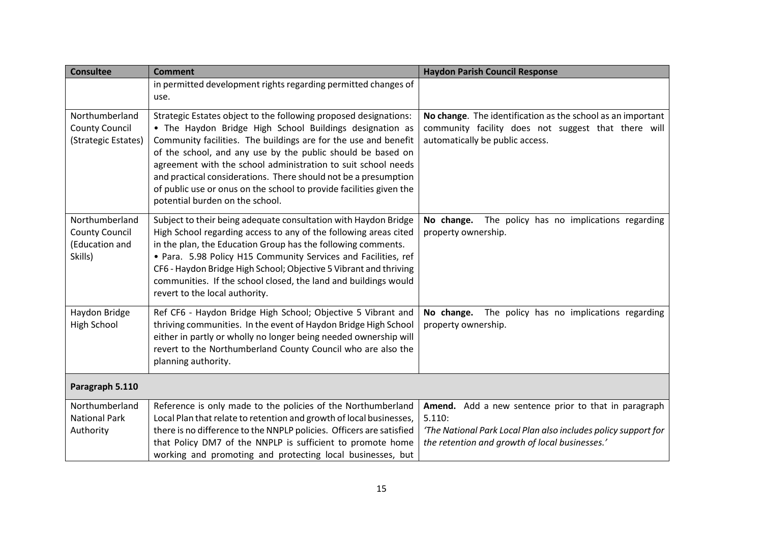| Consultee | Comment | Haydon Parish Council Response |
|---|---|---|
| | in permitted development rights regarding permitted changes of use. | |
| Northumberland County Council (Strategic Estates) | Strategic Estates object to the following proposed designations:<br>• The Haydon Bridge High School Buildings designation as Community facilities. The buildings are for the use and benefit of the school, and any use by the public should be based on agreement with the school administration to suit school needs and practical considerations. There should not be a presumption of public use or onus on the school to provide facilities given the potential burden on the school. | **No change**. The identification as the school as an important community facility does not suggest that there will automatically be public access. |
| Northumberland County Council (Education and Skills) | Subject to their being adequate consultation with Haydon Bridge High School regarding access to any of the following areas cited in the plan, the Education Group has the following comments.<br>• Para. 5.98 Policy H15 Community Services and Facilities, ref CF6 - Haydon Bridge High School; Objective 5 Vibrant and thriving communities. If the school closed, the land and buildings would revert to the local authority. | **No change.** The policy has no implications regarding property ownership. |
| Haydon Bridge High School | Ref CF6 - Haydon Bridge High School; Objective 5 Vibrant and thriving communities. In the event of Haydon Bridge High School either in partly or wholly no longer being needed ownership will revert to the Northumberland County Council who are also the planning authority. | **No change.** The policy has no implications regarding property ownership. |
| **Paragraph 5.110** | | |
| Northumberland National Park Authority | Reference is only made to the policies of the Northumberland Local Plan that relate to retention and growth of local businesses, there is no difference to the NNPLP policies. Officers are satisfied that Policy DM7 of the NNPLP is sufficient to promote home working and promoting and protecting local businesses, but | **Amend.** Add a new sentence prior to that in paragraph 5.110:<br>*'The National Park Local Plan also includes policy support for the retention and growth of local businesses.'* |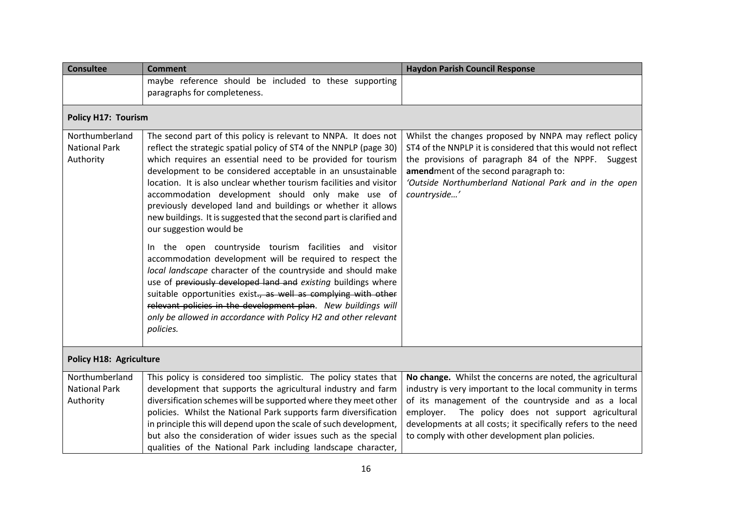| Consultee | Comment | Haydon Parish Council Response |
|---|---|---|
| | maybe reference should be included to these supporting paragraphs for completeness. | |
| **Policy H17: Tourism** | | |
| Northumberland National Park Authority | The second part of this policy is relevant to NNPA. It does not reflect the strategic spatial policy of ST4 of the NNPLP (page 30) which requires an essential need to be provided for tourism development to be considered acceptable in an unsustainable location. It is also unclear whether tourism facilities and visitor accommodation development should only make use of previously developed land and buildings or whether it allows new buildings. It is suggested that the second part is clarified and our suggestion would be<br><br>In the open countryside tourism facilities and visitor accommodation development will be required to respect the *local landscape* character of the countryside and should make use of ~~previously developed land and~~ *existing* buildings where suitable opportunities exist~~., as well as complying with other relevant policies in the development plan~~. *New buildings will only be allowed in accordance with Policy H2 and other relevant policies.* | Whilst the changes proposed by NNPA may reflect policy ST4 of the NNPLP it is considered that this would not reflect the provisions of paragraph 84 of the NPPF. Suggest **amend**ment of the second paragraph to:<br>*'Outside Northumberland National Park and in the open countryside…'* |
| **Policy H18: Agriculture** | | |
| Northumberland National Park Authority | This policy is considered too simplistic. The policy states that development that supports the agricultural industry and farm diversification schemes will be supported where they meet other policies. Whilst the National Park supports farm diversification in principle this will depend upon the scale of such development, but also the consideration of wider issues such as the special qualities of the National Park including landscape character, | **No change.** Whilst the concerns are noted, the agricultural industry is very important to the local community in terms of its management of the countryside and as a local employer. The policy does not support agricultural developments at all costs; it specifically refers to the need to comply with other development plan policies. |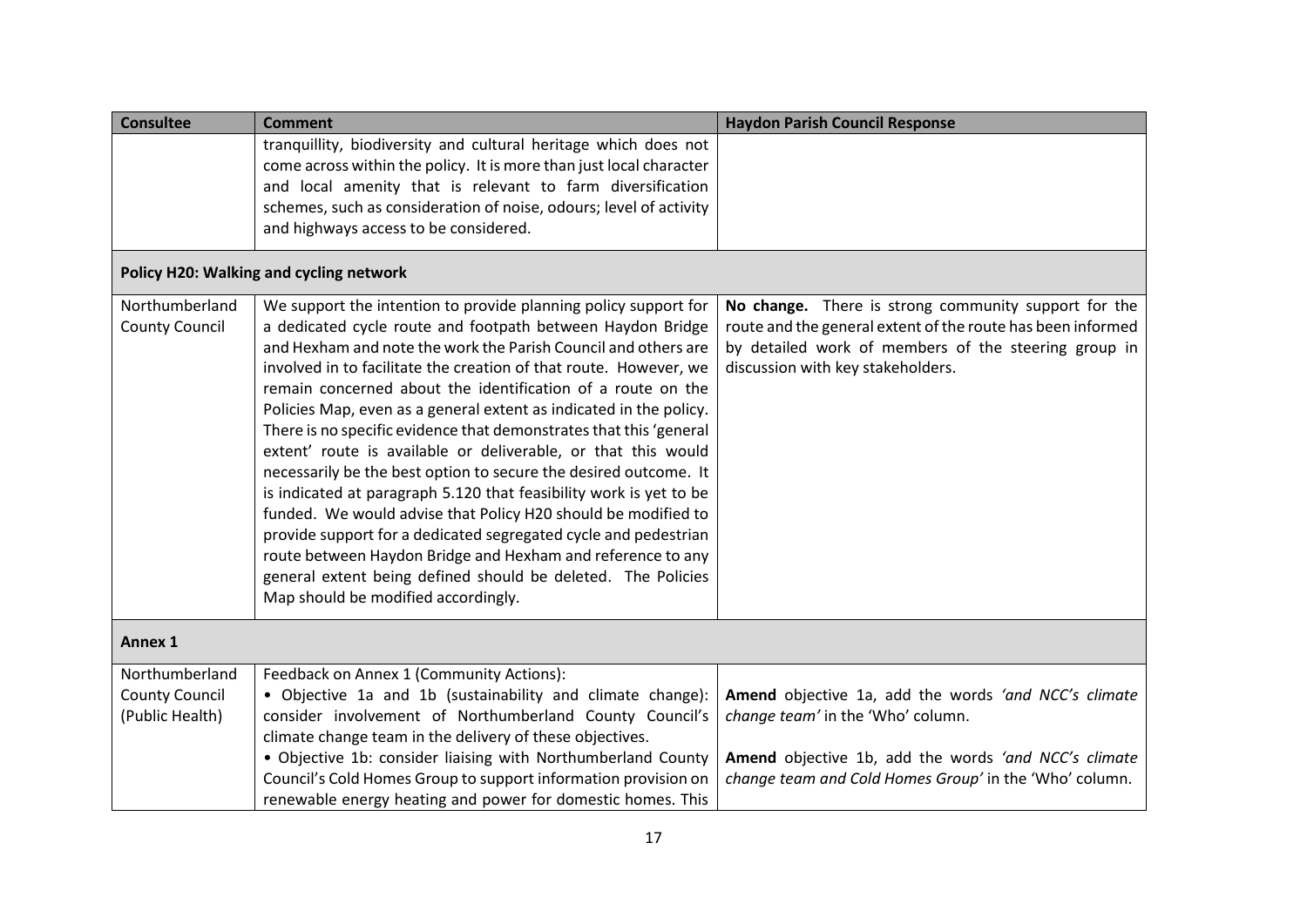| Consultee | Comment | Haydon Parish Council Response |
|---|---|---|
| | tranquillity, biodiversity and cultural heritage which does not come across within the policy. It is more than just local character and local amenity that is relevant to farm diversification schemes, such as consideration of noise, odours; level of activity and highways access to be considered. | |
| **Policy H20: Walking and cycling network** | | |
| Northumberland County Council | We support the intention to provide planning policy support for a dedicated cycle route and footpath between Haydon Bridge and Hexham and note the work the Parish Council and others are involved in to facilitate the creation of that route. However, we remain concerned about the identification of a route on the Policies Map, even as a general extent as indicated in the policy. There is no specific evidence that demonstrates that this 'general extent' route is available or deliverable, or that this would necessarily be the best option to secure the desired outcome. It is indicated at paragraph 5.120 that feasibility work is yet to be funded. We would advise that Policy H20 should be modified to provide support for a dedicated segregated cycle and pedestrian route between Haydon Bridge and Hexham and reference to any general extent being defined should be deleted. The Policies Map should be modified accordingly. | **No change.** There is strong community support for the route and the general extent of the route has been informed by detailed work of members of the steering group in discussion with key stakeholders. |
| **Annex 1** | | |
| Northumberland County Council (Public Health) | Feedback on Annex 1 (Community Actions):<br>• Objective 1a and 1b (sustainability and climate change): consider involvement of Northumberland County Council's climate change team in the delivery of these objectives.<br>• Objective 1b: consider liaising with Northumberland County Council's Cold Homes Group to support information provision on renewable energy heating and power for domestic homes. This | **Amend** objective 1a, add the words *'and NCC's climate change team'* in the 'Who' column.<br><br>**Amend** objective 1b, add the words *'and NCC's climate change team and Cold Homes Group'* in the 'Who' column. |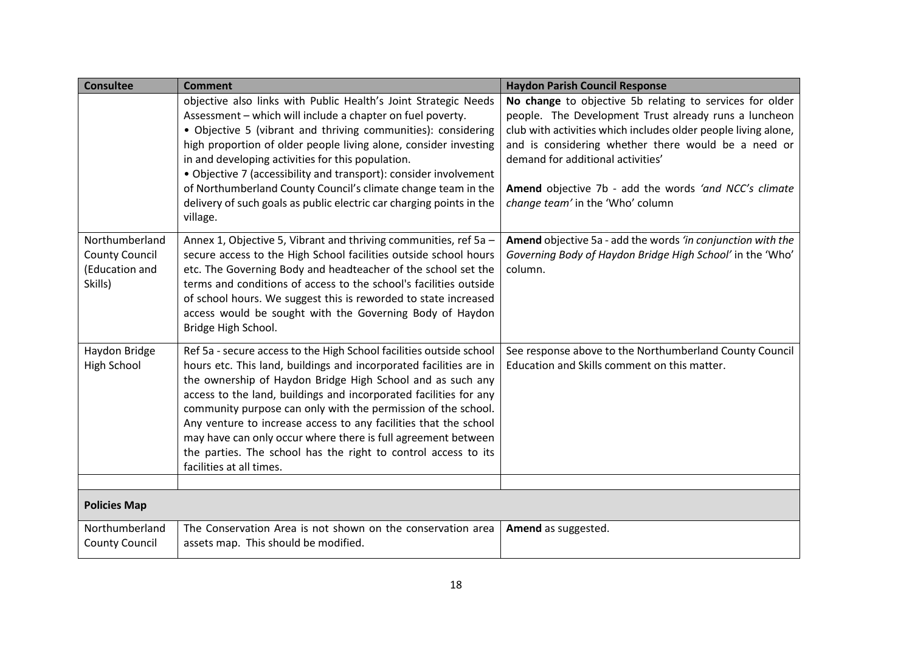| Consultee | Comment | Haydon Parish Council Response |
|---|---|---|
| | objective also links with Public Health's Joint Strategic Needs Assessment – which will include a chapter on fuel poverty.<br>• Objective 5 (vibrant and thriving communities): considering high proportion of older people living alone, consider investing in and developing activities for this population.<br>• Objective 7 (accessibility and transport): consider involvement of Northumberland County Council's climate change team in the delivery of such goals as public electric car charging points in the village. | **No change** to objective 5b relating to services for older people. The Development Trust already runs a luncheon club with activities which includes older people living alone, and is considering whether there would be a need or demand for additional activities'<br><br>**Amend** objective 7b - add the words *'and NCC's climate change team'* in the 'Who' column |
| Northumberland County Council (Education and Skills) | Annex 1, Objective 5, Vibrant and thriving communities, ref 5a – secure access to the High School facilities outside school hours etc. The Governing Body and headteacher of the school set the terms and conditions of access to the school's facilities outside of school hours. We suggest this is reworded to state increased access would be sought with the Governing Body of Haydon Bridge High School. | **Amend** objective 5a - add the words *'in conjunction with the Governing Body of Haydon Bridge High School'* in the 'Who' column. |
| Haydon Bridge High School | Ref 5a - secure access to the High School facilities outside school hours etc. This land, buildings and incorporated facilities are in the ownership of Haydon Bridge High School and as such any access to the land, buildings and incorporated facilities for any community purpose can only with the permission of the school. Any venture to increase access to any facilities that the school may have can only occur where there is full agreement between the parties. The school has the right to control access to its facilities at all times. | See response above to the Northumberland County Council Education and Skills comment on this matter. |
| | | |
| **Policies Map** | | |
| Northumberland County Council | The Conservation Area is not shown on the conservation area assets map. This should be modified. | **Amend** as suggested. |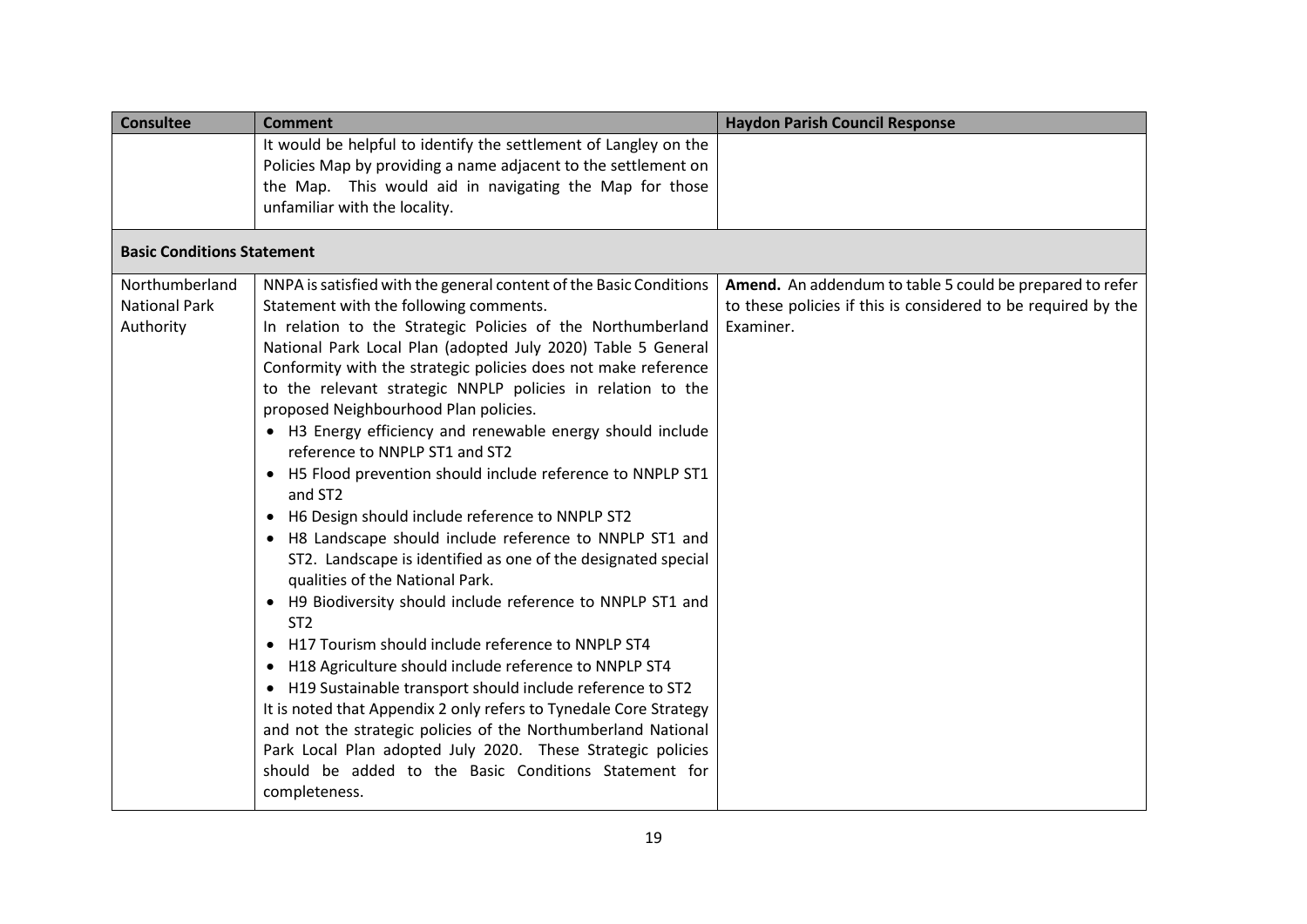| Consultee | Comment | Haydon Parish Council Response |
| --- | --- | --- |
| | It would be helpful to identify the settlement of Langley on the Policies Map by providing a name adjacent to the settlement on the Map. This would aid in navigating the Map for those unfamiliar with the locality. | |
| **Basic Conditions Statement** | | |
| Northumberland National Park Authority | NNPA is satisfied with the general content of the Basic Conditions Statement with the following comments.<br>In relation to the Strategic Policies of the Northumberland National Park Local Plan (adopted July 2020) Table 5 General Conformity with the strategic policies does not make reference to the relevant strategic NNPLP policies in relation to the proposed Neighbourhood Plan policies.<br>• H3 Energy efficiency and renewable energy should include reference to NNPLP ST1 and ST2<br>• H5 Flood prevention should include reference to NNPLP ST1 and ST2<br>• H6 Design should include reference to NNPLP ST2<br>• H8 Landscape should include reference to NNPLP ST1 and ST2. Landscape is identified as one of the designated special qualities of the National Park.<br>• H9 Biodiversity should include reference to NNPLP ST1 and ST2<br>• H17 Tourism should include reference to NNPLP ST4<br>• H18 Agriculture should include reference to NNPLP ST4<br>• H19 Sustainable transport should include reference to ST2<br>It is noted that Appendix 2 only refers to Tynedale Core Strategy and not the strategic policies of the Northumberland National Park Local Plan adopted July 2020. These Strategic policies should be added to the Basic Conditions Statement for completeness. | **Amend.** An addendum to table 5 could be prepared to refer to these policies if this is considered to be required by the Examiner. |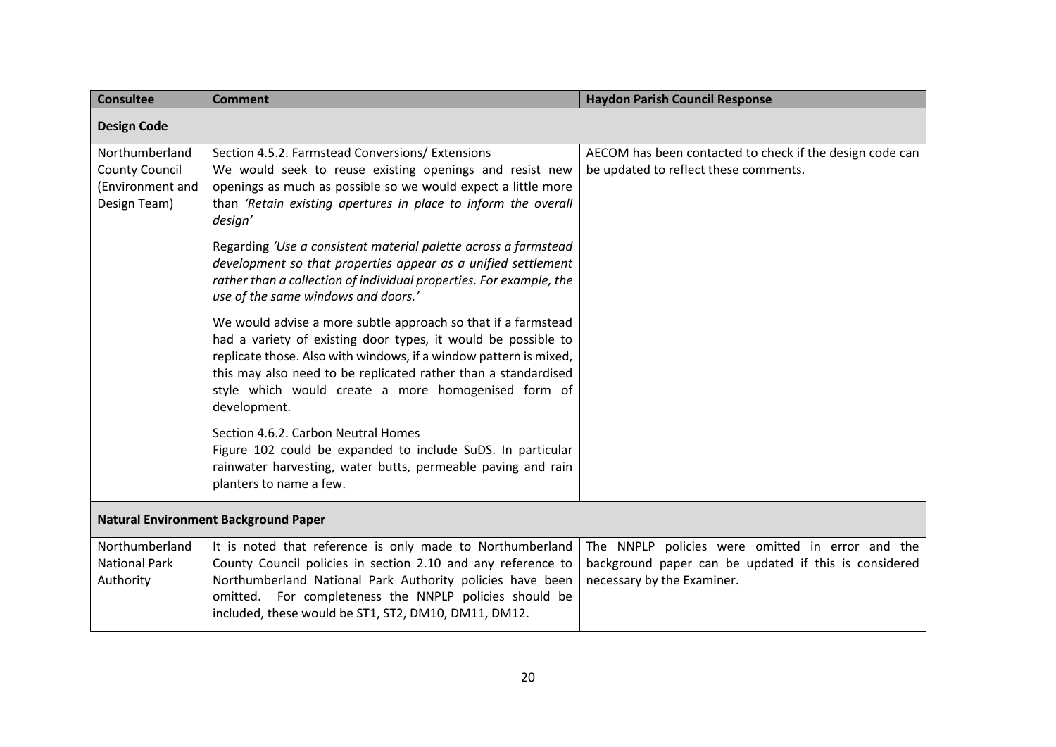| Consultee | Comment | Haydon Parish Council Response |
|---|---|---|
| **Design Code** | | |
| Northumberland County Council (Environment and Design Team) | Section 4.5.2. Farmstead Conversions/ Extensions<br>We would seek to reuse existing openings and resist new openings as much as possible so we would expect a little more than *'Retain existing apertures in place to inform the overall design'*<br><br>Regarding *'Use a consistent material palette across a farmstead development so that properties appear as a unified settlement rather than a collection of individual properties. For example, the use of the same windows and doors.'*<br><br>We would advise a more subtle approach so that if a farmstead had a variety of existing door types, it would be possible to replicate those. Also with windows, if a window pattern is mixed, this may also need to be replicated rather than a standardised style which would create a more homogenised form of development.<br><br>Section 4.6.2. Carbon Neutral Homes<br>Figure 102 could be expanded to include SuDS. In particular rainwater harvesting, water butts, permeable paving and rain planters to name a few. | AECOM has been contacted to check if the design code can be updated to reflect these comments. |
| **Natural Environment Background Paper** | | |
| Northumberland National Park Authority | It is noted that reference is only made to Northumberland County Council policies in section 2.10 and any reference to Northumberland National Park Authority policies have been omitted. For completeness the NNPLP policies should be included, these would be ST1, ST2, DM10, DM11, DM12. | The NNPLP policies were omitted in error and the background paper can be updated if this is considered necessary by the Examiner. |